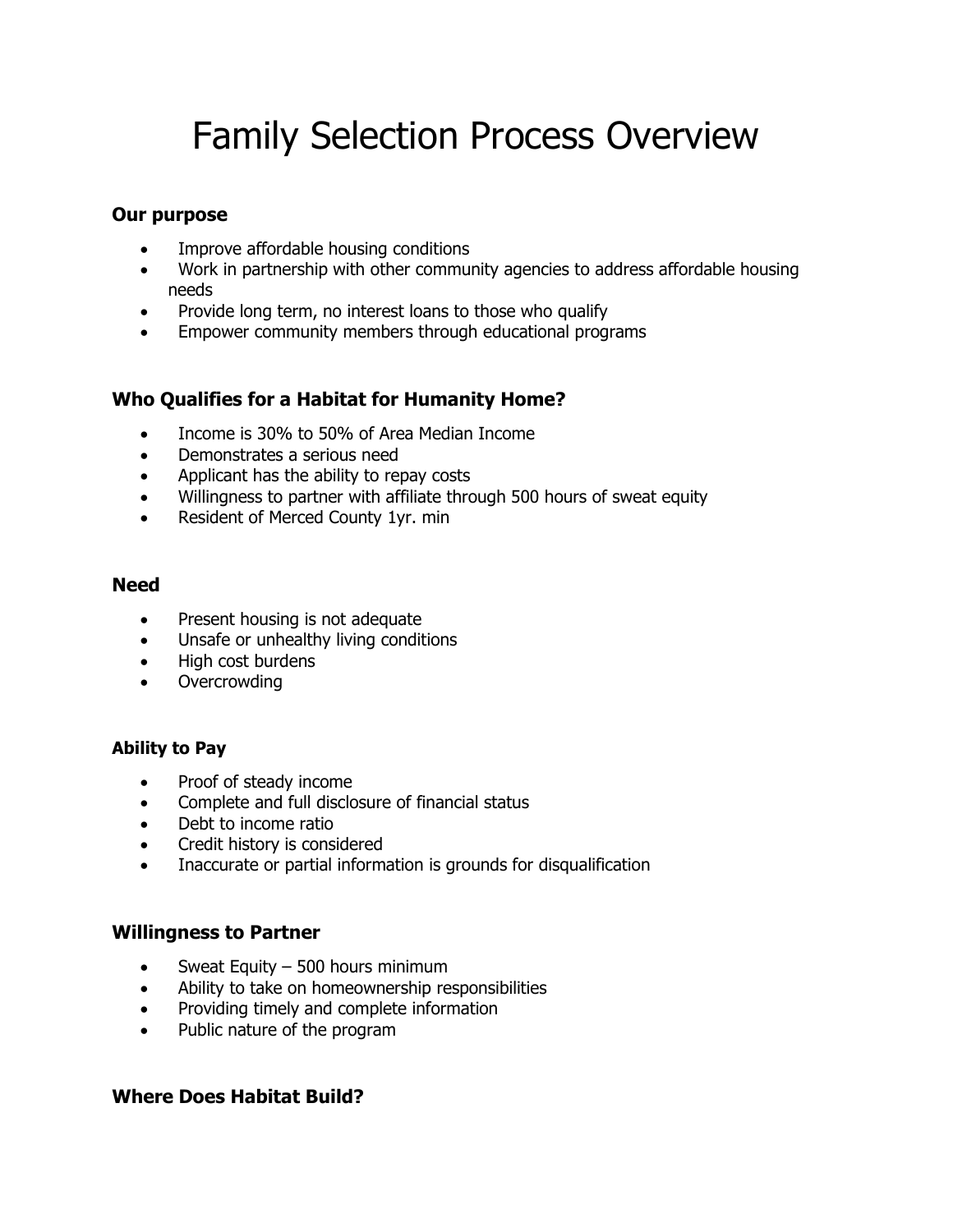# Family Selection Process Overview

## Our purpose

- Improve affordable housing conditions
- Work in partnership with other community agencies to address affordable housing needs
- Provide long term, no interest loans to those who qualify
- Empower community members through educational programs

## Who Qualifies for a Habitat for Humanity Home?

- Income is 30% to 50% of Area Median Income
- Demonstrates a serious need
- Applicant has the ability to repay costs
- Willingness to partner with affiliate through 500 hours of sweat equity
- Resident of Merced County 1yr. min

## Need

- Present housing is not adequate
- Unsafe or unhealthy living conditions
- High cost burdens
- Overcrowding

### Ability to Pay

- Proof of steady income
- Complete and full disclosure of financial status
- Debt to income ratio
- Credit history is considered
- Inaccurate or partial information is grounds for disqualification

## Willingness to Partner

- Sweat Equity – 500 hours minimum
- Ability to take on homeownership responsibilities
- Providing timely and complete information
- Public nature of the program

## Where Does Habitat Build?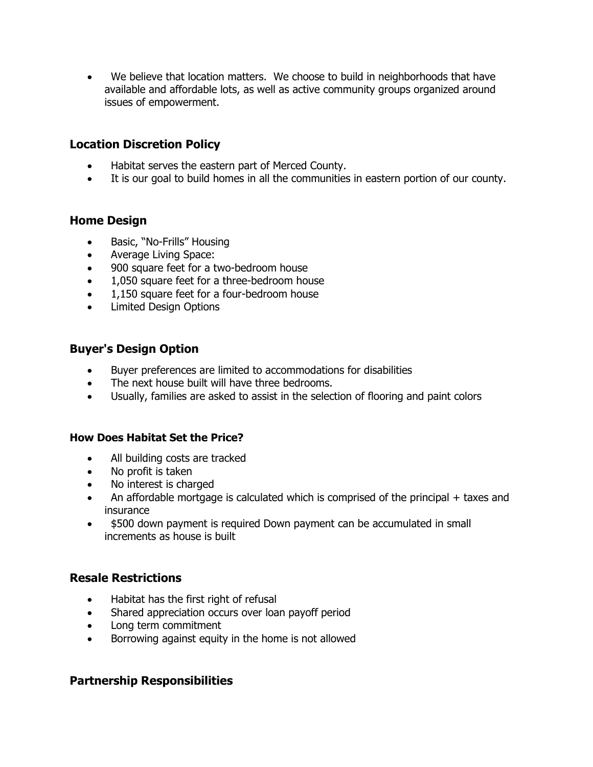- We believe that location matters. We choose to build in neighborhoods that have available and affordable lots, as well as active community groups organized around issues of empowerment.

## Location Discretion Policy

- Habitat serves the eastern part of Merced County.
- It is our goal to build homes in all the communities in eastern portion of our county.

## Home Design

- Basic, "No-Frills" Housing
- Average Living Space:
- 900 square feet for a two-bedroom house
- 1,050 square feet for a three-bedroom house
- 1,150 square feet for a four-bedroom house
- Limited Design Options

## Buyer's Design Option

- Buyer preferences are limited to accommodations for disabilities
- The next house built will have three bedrooms.
- Usually, families are asked to assist in the selection of flooring and paint colors

### How Does Habitat Set the Price?

- All building costs are tracked
- No profit is taken
- No interest is charged
- An affordable mortgage is calculated which is comprised of the principal + taxes and insurance
- $500 down payment is required Down payment can be accumulated in small increments as house is built

## Resale Restrictions

- Habitat has the first right of refusal
- Shared appreciation occurs over loan payoff period
- Long term commitment
- Borrowing against equity in the home is not allowed

## Partnership Responsibilities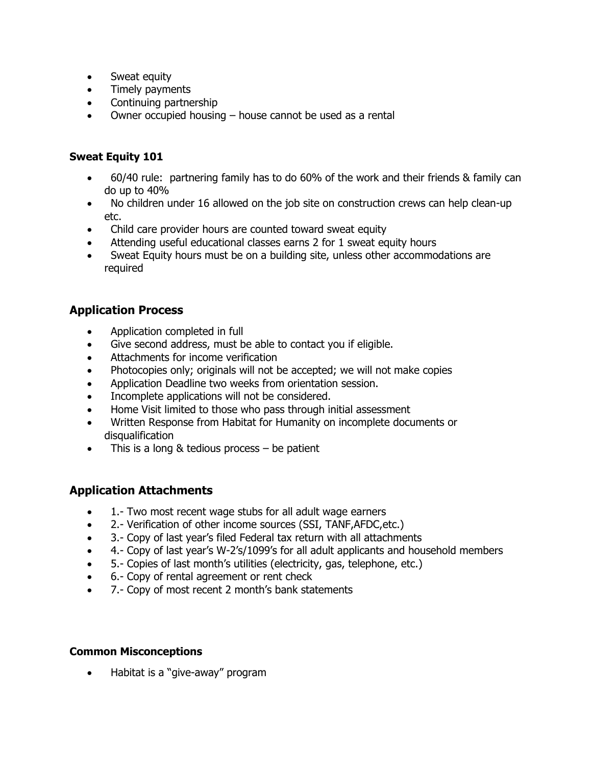- Sweat equity
- Timely payments
- Continuing partnership
- Owner occupied housing – house cannot be used as a rental

**Sweat Equity 101**

- 60/40 rule: partnering family has to do 60% of the work and their friends & family can do up to 40%
- No children under 16 allowed on the job site on construction crews can help clean-up etc.
- Child care provider hours are counted toward sweat equity
- Attending useful educational classes earns 2 for 1 sweat equity hours
- Sweat Equity hours must be on a building site, unless other accommodations are required

## Application Process

- Application completed in full
- Give second address, must be able to contact you if eligible.
- Attachments for income verification
- Photocopies only; originals will not be accepted; we will not make copies
- Application Deadline two weeks from orientation session.
- Incomplete applications will not be considered.
- Home Visit limited to those who pass through initial assessment
- Written Response from Habitat for Humanity on incomplete documents or disqualification
- This is a long & tedious process – be patient

## Application Attachments

- 1.- Two most recent wage stubs for all adult wage earners
- 2.- Verification of other income sources (SSI, TANF,AFDC,etc.)
- 3.- Copy of last year's filed Federal tax return with all attachments
- 4.- Copy of last year's W-2's/1099's for all adult applicants and household members
- 5.- Copies of last month's utilities (electricity, gas, telephone, etc.)
- 6.- Copy of rental agreement or rent check
- 7.- Copy of most recent 2 month's bank statements

**Common Misconceptions**

- Habitat is a "give-away" program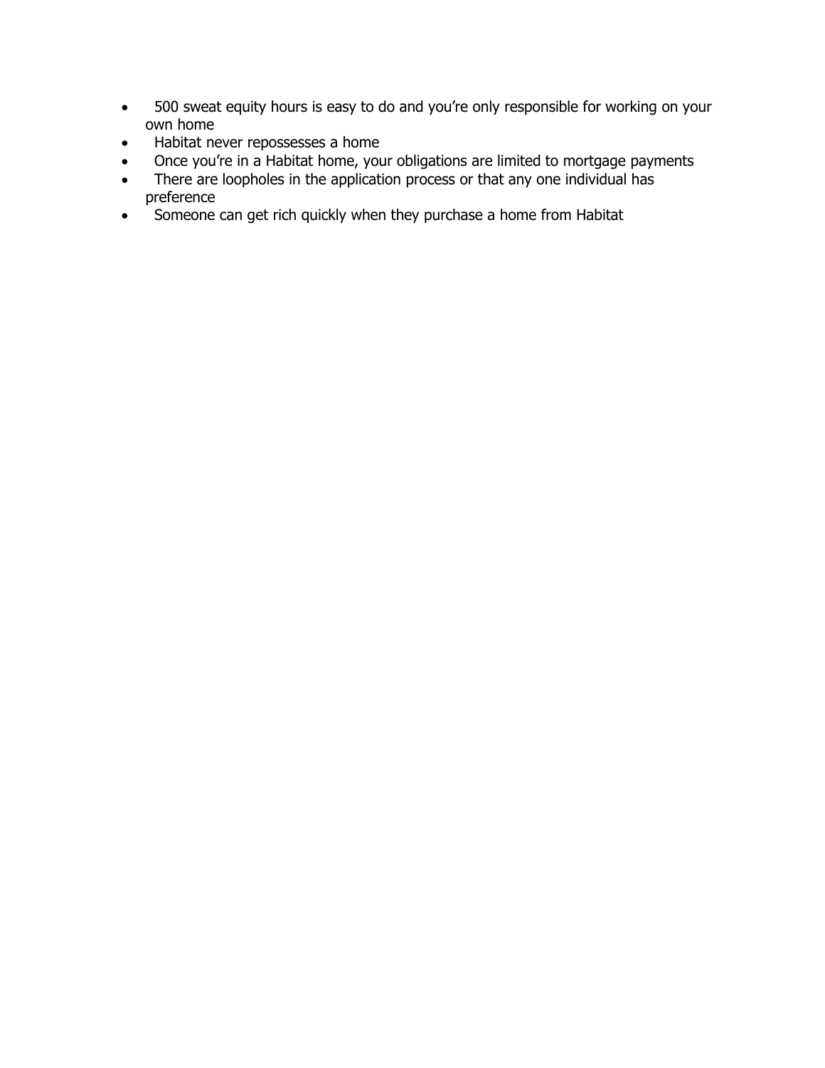- 500 sweat equity hours is easy to do and you're only responsible for working on your own home
- Habitat never repossesses a home
- Once you're in a Habitat home, your obligations are limited to mortgage payments
- There are loopholes in the application process or that any one individual has preference
- Someone can get rich quickly when they purchase a home from Habitat